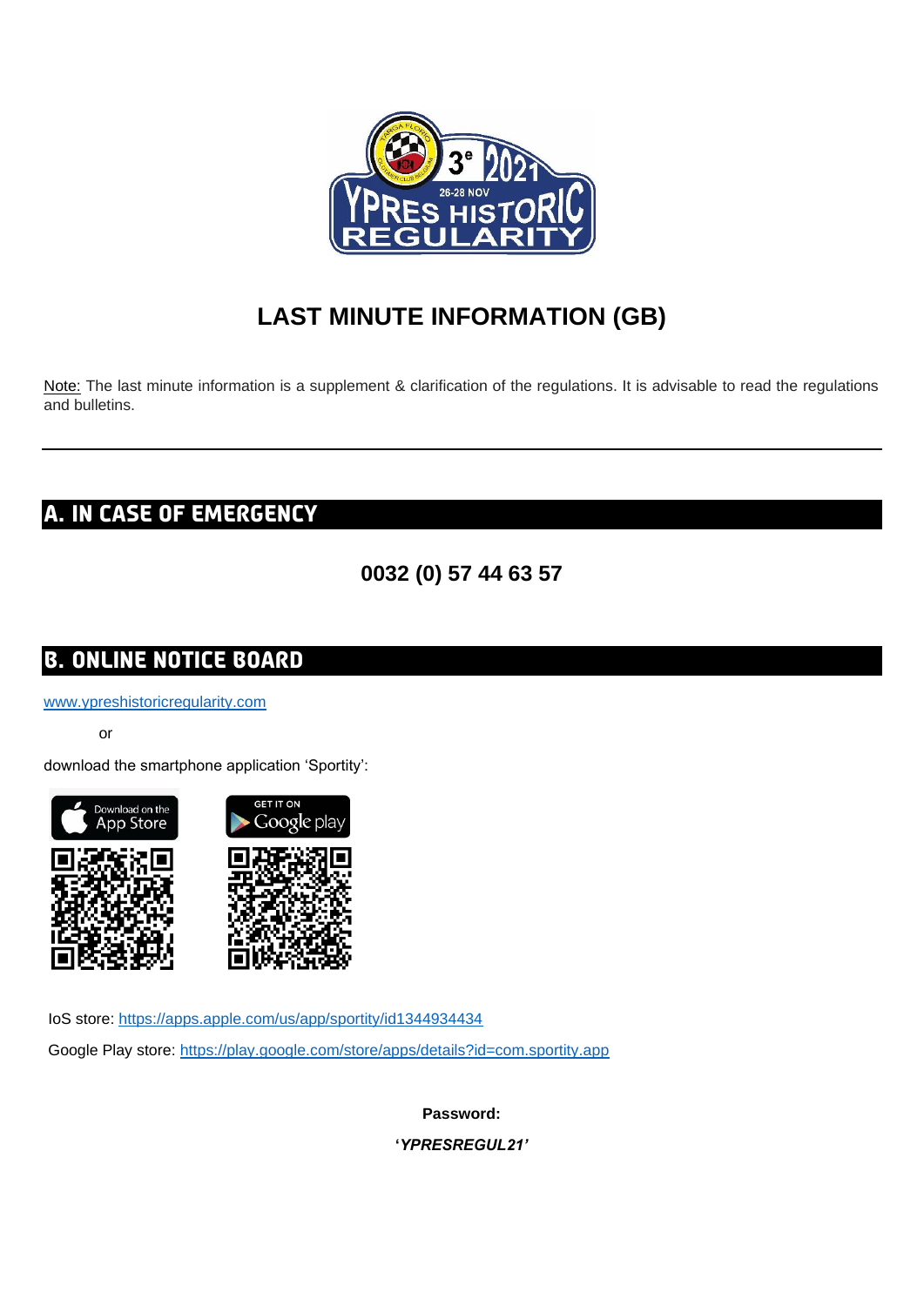# LAST MINUTE INFORMATION (GB)

Note: The last minute information is a supplement & clarification of the regulations. It is advisable to read the regulations and bulletins.

---

## A. IN CASE OF EMERGENCY

**0032 (0) 57 44 63 57**

## B. ONLINE NOTICE BOARD

www.ypreshistoricregularity.com

or

download the smartphone application 'Sportity':

IoS store: https://apps.apple.com/us/app/sportity/id1344934434

Google Play store: https://play.google.com/store/apps/details?id=com.sportity.app

**Password:**

***'YPRESREGUL21'***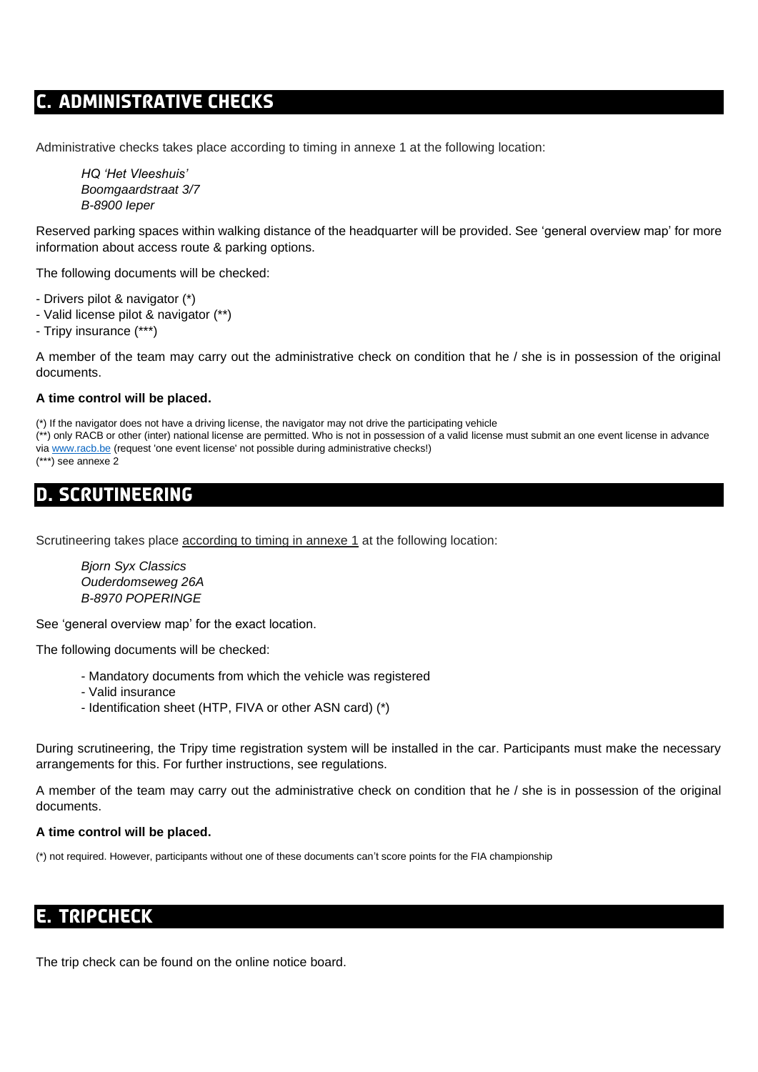## C. ADMINISTRATIVE CHECKS

Administrative checks takes place according to timing in annexe 1 at the following location:

> *HQ 'Het Vleeshuis'*
> *Boomgaardstraat 3/7*
> *B-8900 Ieper*

Reserved parking spaces within walking distance of the headquarter will be provided. See 'general overview map' for more information about access route & parking options.

The following documents will be checked:

- Drivers pilot & navigator (*)
- Valid license pilot & navigator (**)
- Tripy insurance (***)

A member of the team may carry out the administrative check on condition that he / she is in possession of the original documents.

**A time control will be placed.**

(*) If the navigator does not have a driving license, the navigator may not drive the participating vehicle
(**) only RACB or other (inter) national license are permitted. Who is not in possession of a valid license must submit an one event license in advance via [www.racb.be](http://www.racb.be) (request 'one event license' not possible during administrative checks!)
(***) see annexe 2

## D. SCRUTINEERING

Scrutineering takes place according to timing in annexe 1 at the following location:

> *Bjorn Syx Classics*
> *Ouderdomseweg 26A*
> *B-8970 POPERINGE*

See 'general overview map' for the exact location.

The following documents will be checked:

- Mandatory documents from which the vehicle was registered
- Valid insurance
- Identification sheet (HTP, FIVA or other ASN card) (*)

During scrutineering, the Tripy time registration system will be installed in the car. Participants must make the necessary arrangements for this. For further instructions, see regulations.

A member of the team may carry out the administrative check on condition that he / she is in possession of the original documents.

**A time control will be placed.**

(*) not required. However, participants without one of these documents can't score points for the FIA championship

## E. TRIPCHECK

The trip check can be found on the online notice board.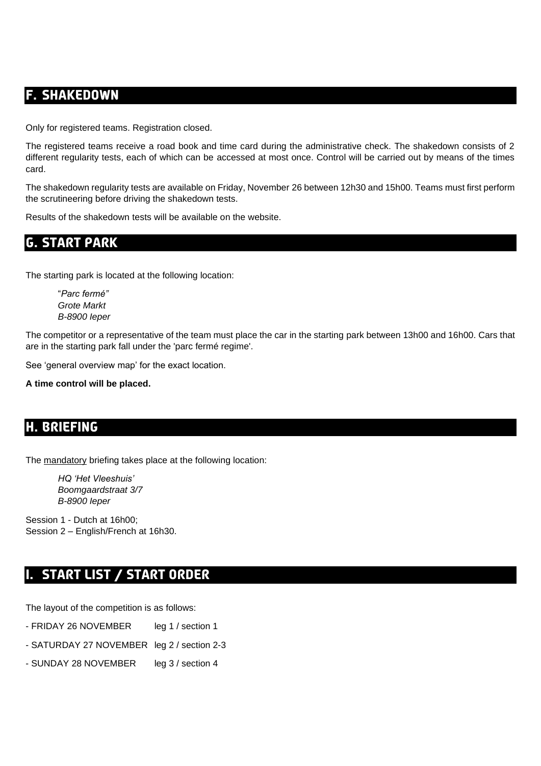## F. SHAKEDOWN

Only for registered teams. Registration closed.

The registered teams receive a road book and time card during the administrative check. The shakedown consists of 2 different regularity tests, each of which can be accessed at most once. Control will be carried out by means of the times card.

The shakedown regularity tests are available on Friday, November 26 between 12h30 and 15h00. Teams must first perform the scrutineering before driving the shakedown tests.

Results of the shakedown tests will be available on the website.

## G. START PARK

The starting park is located at the following location:

> "*Parc fermé"*
> *Grote Markt*
> *B-8900 Ieper*

The competitor or a representative of the team must place the car in the starting park between 13h00 and 16h00. Cars that are in the starting park fall under the 'parc fermé regime'.

See 'general overview map' for the exact location.

**A time control will be placed.**

## H. BRIEFING

The mandatory briefing takes place at the following location:

> *HQ 'Het Vleeshuis'*
> *Boomgaardstraat 3/7*
> *B-8900 Ieper*

Session 1 - Dutch at 16h00;
Session 2 – English/French at 16h30.

## I. START LIST / START ORDER

The layout of the competition is as follows:

- FRIDAY 26 NOVEMBER leg 1 / section 1
- SATURDAY 27 NOVEMBER leg 2 / section 2-3
- SUNDAY 28 NOVEMBER leg 3 / section 4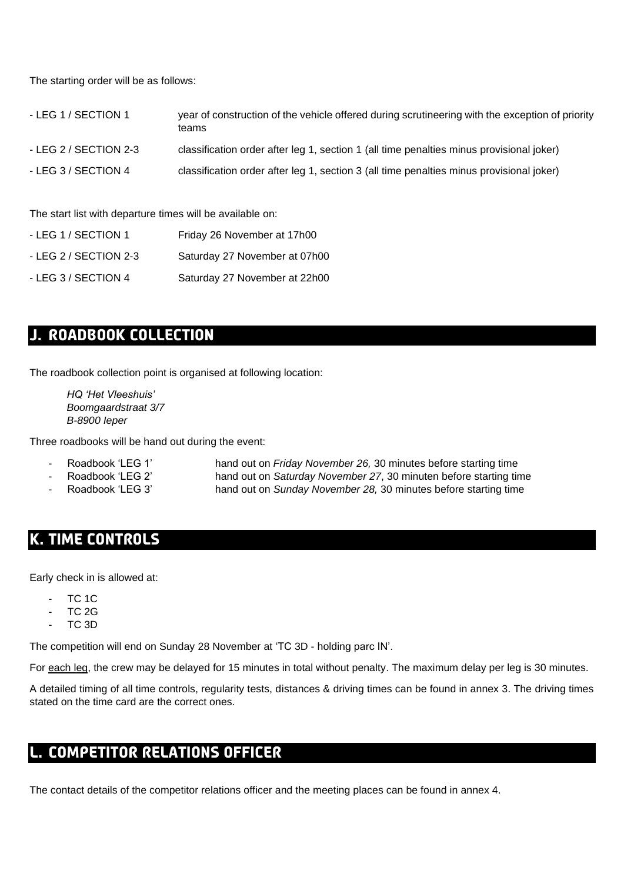The starting order will be as follows:

| | |
|---|---|
| - LEG 1 / SECTION 1 | year of construction of the vehicle offered during scrutineering with the exception of priority teams |
| - LEG 2 / SECTION 2-3 | classification order after leg 1, section 1 (all time penalties minus provisional joker) |
| - LEG 3 / SECTION 4 | classification order after leg 1, section 3 (all time penalties minus provisional joker) |

The start list with departure times will be available on:

| | |
|---|---|
| - LEG 1 / SECTION 1 | Friday 26 November at 17h00 |
| - LEG 2 / SECTION 2-3 | Saturday 27 November at 07h00 |
| - LEG 3 / SECTION 4 | Saturday 27 November at 22h00 |

## J. ROADBOOK COLLECTION

The roadbook collection point is organised at following location:

*HQ 'Het Vleeshuis'*
*Boomgaardstraat 3/7*
*B-8900 Ieper*

Three roadbooks will be hand out during the event:

- Roadbook 'LEG 1' hand out on *Friday November 26,* 30 minutes before starting time
- Roadbook 'LEG 2' hand out on *Saturday November 27*, 30 minuten before starting time
- Roadbook 'LEG 3' hand out on *Sunday November 28,* 30 minutes before starting time

## K. TIME CONTROLS

Early check in is allowed at:

- TC 1C
- TC 2G
- TC 3D

The competition will end on Sunday 28 November at 'TC 3D - holding parc IN'.

For each leg, the crew may be delayed for 15 minutes in total without penalty. The maximum delay per leg is 30 minutes.

A detailed timing of all time controls, regularity tests, distances & driving times can be found in annex 3. The driving times stated on the time card are the correct ones.

## L. COMPETITOR RELATIONS OFFICER

The contact details of the competitor relations officer and the meeting places can be found in annex 4.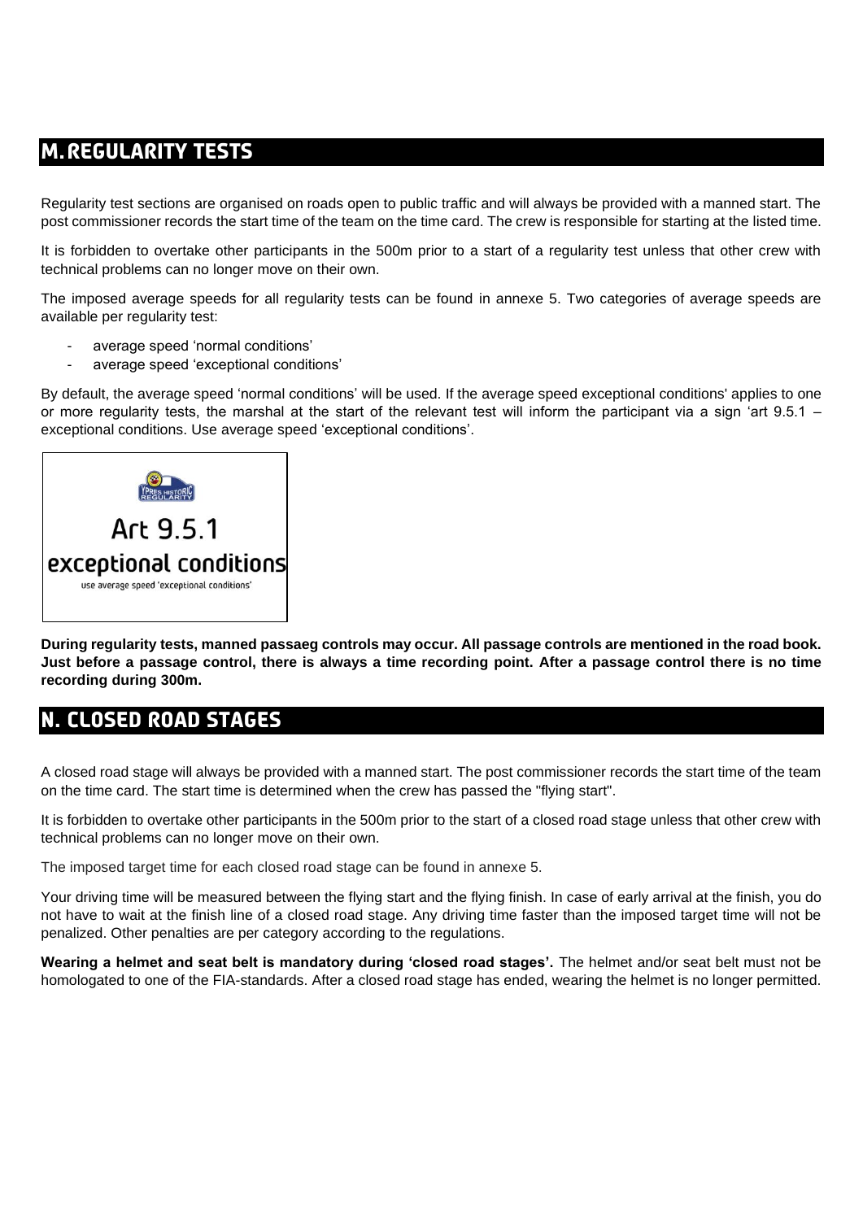## M. REGULARITY TESTS

Regularity test sections are organised on roads open to public traffic and will always be provided with a manned start. The post commissioner records the start time of the team on the time card. The crew is responsible for starting at the listed time.

It is forbidden to overtake other participants in the 500m prior to a start of a regularity test unless that other crew with technical problems can no longer move on their own.

The imposed average speeds for all regularity tests can be found in annexe 5. Two categories of average speeds are available per regularity test:

- average speed 'normal conditions'
- average speed 'exceptional conditions'

By default, the average speed 'normal conditions' will be used. If the average speed exceptional conditions' applies to one or more regularity tests, the marshal at the start of the relevant test will inform the participant via a sign 'art 9.5.1 – exceptional conditions. Use average speed 'exceptional conditions'.

YPRES HISTORIC REGULARITY

Art 9.5.1

exceptional conditions

use average speed 'exceptional conditions'

**During regularity tests, manned passaeg controls may occur. All passage controls are mentioned in the road book. Just before a passage control, there is always a time recording point. After a passage control there is no time recording during 300m.**

## N. CLOSED ROAD STAGES

A closed road stage will always be provided with a manned start. The post commissioner records the start time of the team on the time card. The start time is determined when the crew has passed the "flying start".

It is forbidden to overtake other participants in the 500m prior to the start of a closed road stage unless that other crew with technical problems can no longer move on their own.

The imposed target time for each closed road stage can be found in annexe 5.

Your driving time will be measured between the flying start and the flying finish. In case of early arrival at the finish, you do not have to wait at the finish line of a closed road stage. Any driving time faster than the imposed target time will not be penalized. Other penalties are per category according to the regulations.

**Wearing a helmet and seat belt is mandatory during 'closed road stages'.** The helmet and/or seat belt must not be homologated to one of the FIA-standards. After a closed road stage has ended, wearing the helmet is no longer permitted.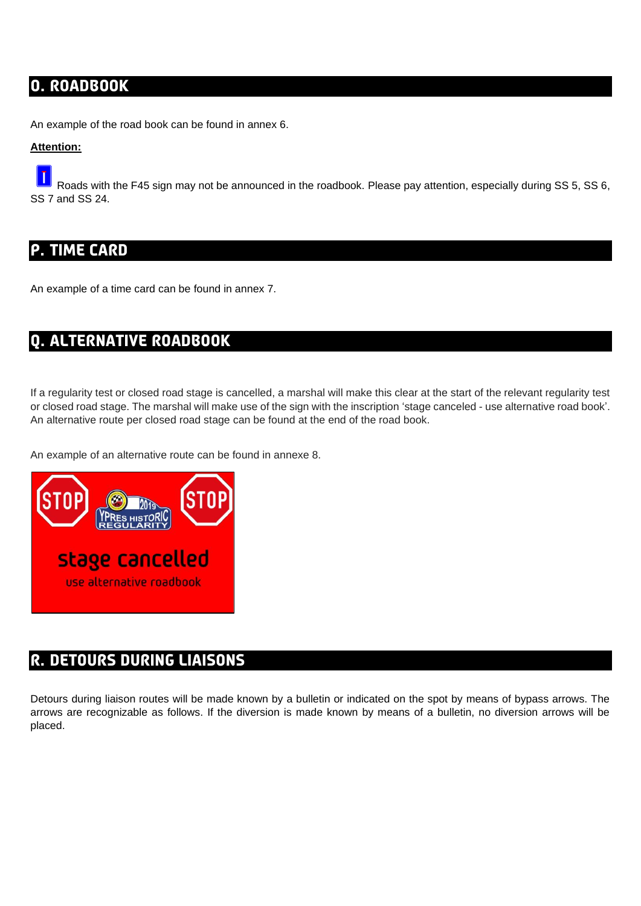## O. ROADBOOK

An example of the road book can be found in annex 6.

**Attention:**

Roads with the F45 sign may not be announced in the roadbook. Please pay attention, especially during SS 5, SS 6, SS 7 and SS 24.

## P. TIME CARD

An example of a time card can be found in annex 7.

## Q. ALTERNATIVE ROADBOOK

If a regularity test or closed road stage is cancelled, a marshal will make this clear at the start of the relevant regularity test or closed road stage. The marshal will make use of the sign with the inscription 'stage canceled - use alternative road book'. An alternative route per closed road stage can be found at the end of the road book.

An example of an alternative route can be found in annexe 8.

## R. DETOURS DURING LIAISONS

Detours during liaison routes will be made known by a bulletin or indicated on the spot by means of bypass arrows. The arrows are recognizable as follows. If the diversion is made known by means of a bulletin, no diversion arrows will be placed.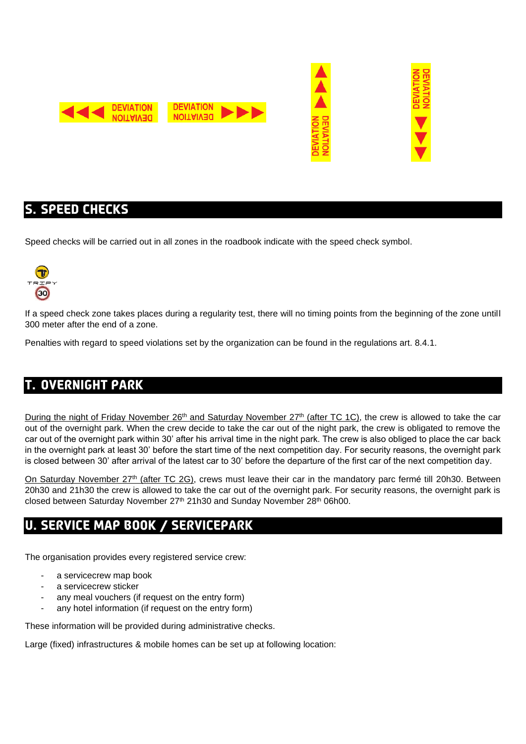## S. SPEED CHECKS

Speed checks will be carried out in all zones in the roadbook indicate with the speed check symbol.

If a speed check zone takes places during a regularity test, there will no timing points from the beginning of the zone untill 300 meter after the end of a zone.

Penalties with regard to speed violations set by the organization can be found in the regulations art. 8.4.1.

## T. OVERNIGHT PARK

During the night of Friday November 26th and Saturday November 27th (after TC 1C), the crew is allowed to take the car out of the overnight park. When the crew decide to take the car out of the night park, the crew is obligated to remove the car out of the overnight park within 30' after his arrival time in the night park. The crew is also obliged to place the car back in the overnight park at least 30' before the start time of the next competition day. For security reasons, the overnight park is closed between 30' after arrival of the latest car to 30' before the departure of the first car of the next competition day.

On Saturday November 27th (after TC 2G), crews must leave their car in the mandatory parc fermé till 20h30. Between 20h30 and 21h30 the crew is allowed to take the car out of the overnight park. For security reasons, the overnight park is closed between Saturday November 27th 21h30 and Sunday November 28th 06h00.

## U. SERVICE MAP BOOK / SERVICEPARK

The organisation provides every registered service crew:

- a servicecrew map book
- a servicecrew sticker
- any meal vouchers (if request on the entry form)
- any hotel information (if request on the entry form)

These information will be provided during administrative checks.

Large (fixed) infrastructures & mobile homes can be set up at following location: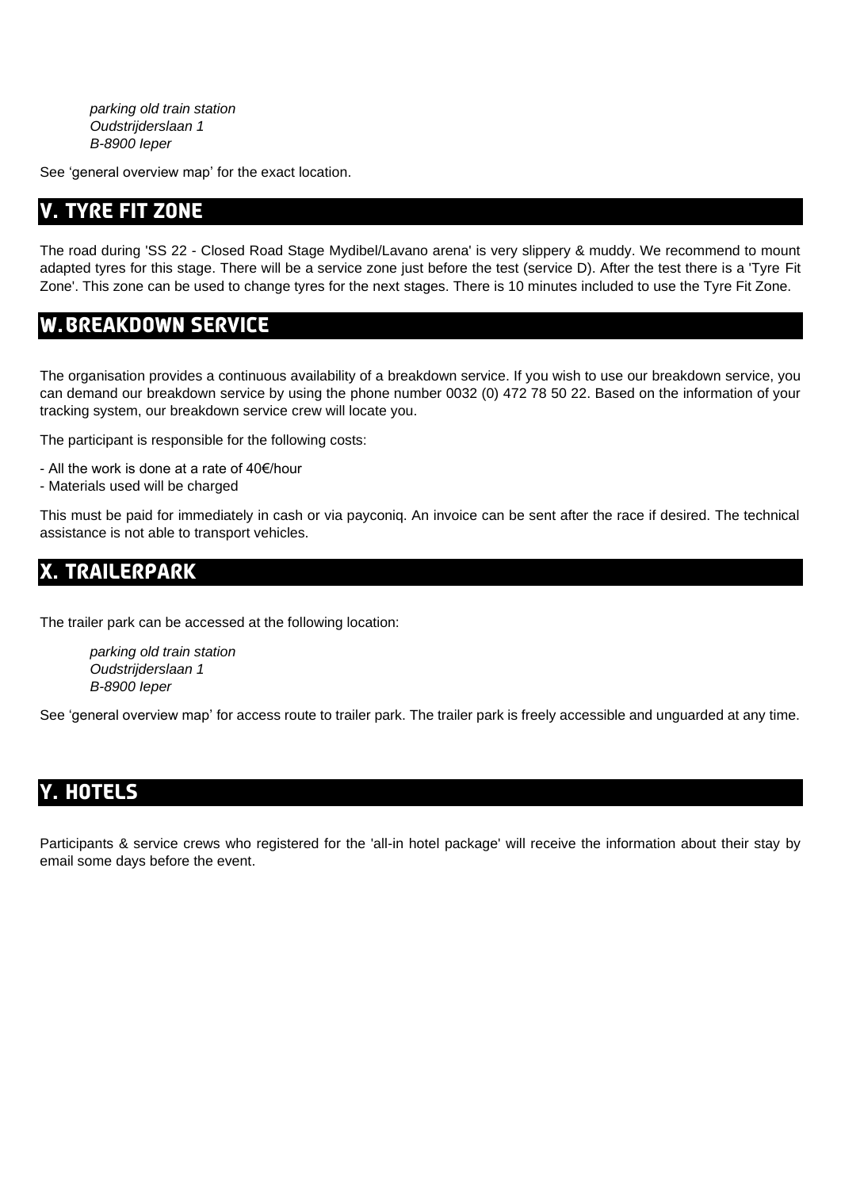*parking old train station*
*Oudstrijderslaan 1*
*B-8900 Ieper*

See 'general overview map' for the exact location.

## V. TYRE FIT ZONE

The road during 'SS 22 - Closed Road Stage Mydibel/Lavano arena' is very slippery & muddy. We recommend to mount adapted tyres for this stage. There will be a service zone just before the test (service D). After the test there is a 'Tyre Fit Zone'. This zone can be used to change tyres for the next stages. There is 10 minutes included to use the Tyre Fit Zone.

## W. BREAKDOWN SERVICE

The organisation provides a continuous availability of a breakdown service. If you wish to use our breakdown service, you can demand our breakdown service by using the phone number 0032 (0) 472 78 50 22. Based on the information of your tracking system, our breakdown service crew will locate you.

The participant is responsible for the following costs:

- All the work is done at a rate of 40€/hour
- Materials used will be charged

This must be paid for immediately in cash or via payconiq. An invoice can be sent after the race if desired. The technical assistance is not able to transport vehicles.

## X. TRAILERPARK

The trailer park can be accessed at the following location:

*parking old train station*
*Oudstrijderslaan 1*
*B-8900 Ieper*

See 'general overview map' for access route to trailer park. The trailer park is freely accessible and unguarded at any time.

## Y. HOTELS

Participants & service crews who registered for the 'all-in hotel package' will receive the information about their stay by email some days before the event.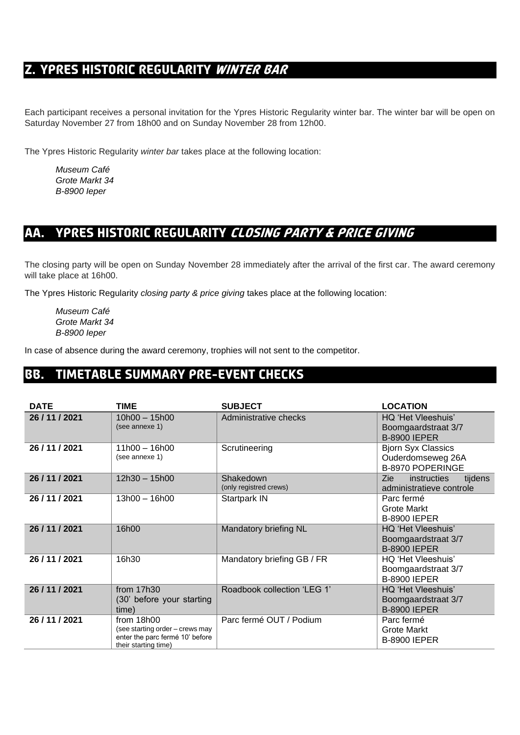## Z. YPRES HISTORIC REGULARITY *WINTER BAR*

Each participant receives a personal invitation for the Ypres Historic Regularity winter bar. The winter bar will be open on Saturday November 27 from 18h00 and on Sunday November 28 from 12h00.

The Ypres Historic Regularity *winter bar* takes place at the following location:

*Museum Café*
*Grote Markt 34*
*B-8900 Ieper*

## AA. YPRES HISTORIC REGULARITY *CLOSING PARTY & PRICE GIVING*

The closing party will be open on Sunday November 28 immediately after the arrival of the first car. The award ceremony will take place at 16h00.

The Ypres Historic Regularity *closing party & price giving* takes place at the following location:

*Museum Café*
*Grote Markt 34*
*B-8900 Ieper*

In case of absence during the award ceremony, trophies will not sent to the competitor.

## BB. TIMETABLE SUMMARY PRE-EVENT CHECKS

| DATE | TIME | SUBJECT | LOCATION |
|---|---|---|---|
| 26 / 11 / 2021 | 10h00 – 15h00 (see annexe 1) | Administrative checks | HQ 'Het Vleeshuis' Boomgaardstraat 3/7 B-8900 IEPER |
| 26 / 11 / 2021 | 11h00 – 16h00 (see annexe 1) | Scrutineering | Bjorn Syx Classics Ouderdomseweg 26A B-8970 POPERINGE |
| 26 / 11 / 2021 | 12h30 – 15h00 | Shakedown (only registred crews) | Zie instructies tijdens administratieve controle |
| 26 / 11 / 2021 | 13h00 – 16h00 | Startpark IN | Parc fermé Grote Markt B-8900 IEPER |
| 26 / 11 / 2021 | 16h00 | Mandatory briefing NL | HQ 'Het Vleeshuis' Boomgaardstraat 3/7 B-8900 IEPER |
| 26 / 11 / 2021 | 16h30 | Mandatory briefing GB / FR | HQ 'Het Vleeshuis' Boomgaardstraat 3/7 B-8900 IEPER |
| 26 / 11 / 2021 | from 17h30 (30' before your starting time) | Roadbook collection 'LEG 1' | HQ 'Het Vleeshuis' Boomgaardstraat 3/7 B-8900 IEPER |
| 26 / 11 / 2021 | from 18h00 (see starting order – crews may enter the parc fermé 10' before their starting time) | Parc fermé OUT / Podium | Parc fermé Grote Markt B-8900 IEPER |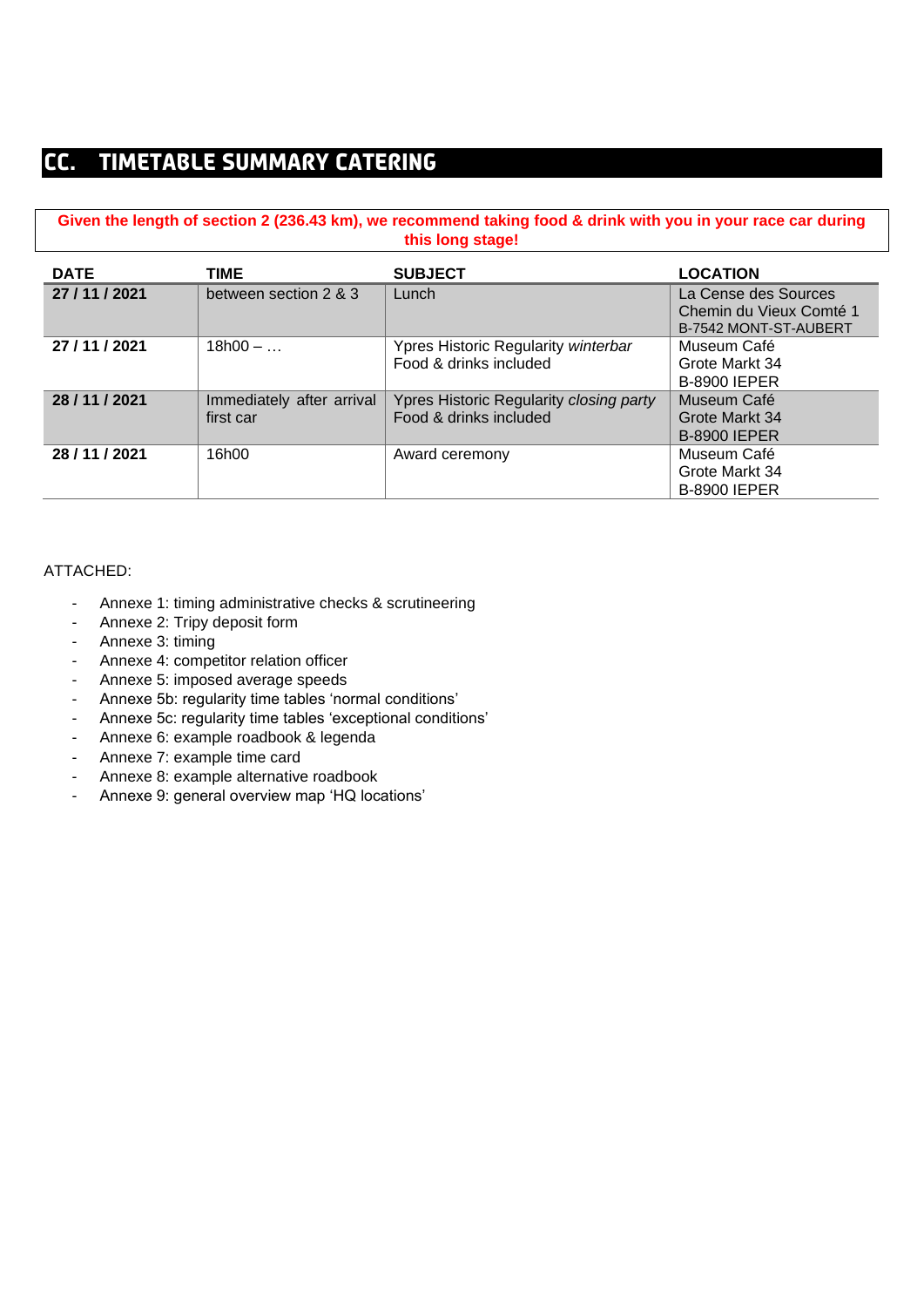# CC. TIMETABLE SUMMARY CATERING

**Given the length of section 2 (236.43 km), we recommend taking food & drink with you in your race car during this long stage!**

| DATE | TIME | SUBJECT | LOCATION |
|---|---|---|---|
| **27 / 11 / 2021** | between section 2 & 3 | Lunch | La Cense des Sources<br>Chemin du Vieux Comté 1<br>B-7542 MONT-ST-AUBERT |
| **27 / 11 / 2021** | 18h00 – … | Ypres Historic Regularity *winterbar*<br>Food & drinks included | Museum Café<br>Grote Markt 34<br>B-8900 IEPER |
| **28 / 11 / 2021** | Immediately after arrival first car | Ypres Historic Regularity *closing party*<br>Food & drinks included | Museum Café<br>Grote Markt 34<br>B-8900 IEPER |
| **28 / 11 / 2021** | 16h00 | Award ceremony | Museum Café<br>Grote Markt 34<br>B-8900 IEPER |

ATTACHED:

- Annexe 1: timing administrative checks & scrutineering
- Annexe 2: Tripy deposit form
- Annexe 3: timing
- Annexe 4: competitor relation officer
- Annexe 5: imposed average speeds
- Annexe 5b: regularity time tables 'normal conditions'
- Annexe 5c: regularity time tables 'exceptional conditions'
- Annexe 6: example roadbook & legenda
- Annexe 7: example time card
- Annexe 8: example alternative roadbook
- Annexe 9: general overview map 'HQ locations'